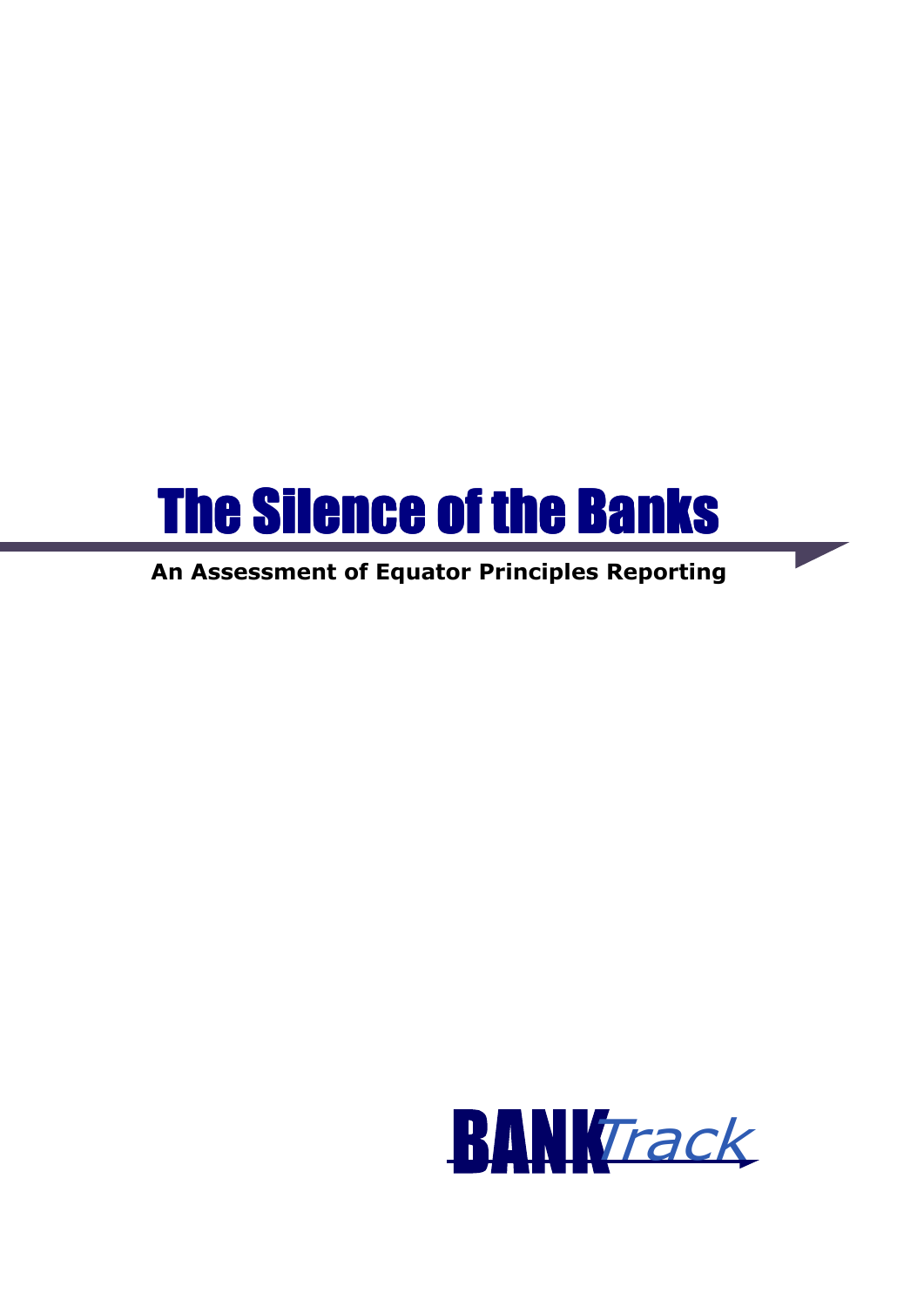# The Silence of the Banks

**An Assessment of Equator Principles Reporting**

BANK*Track*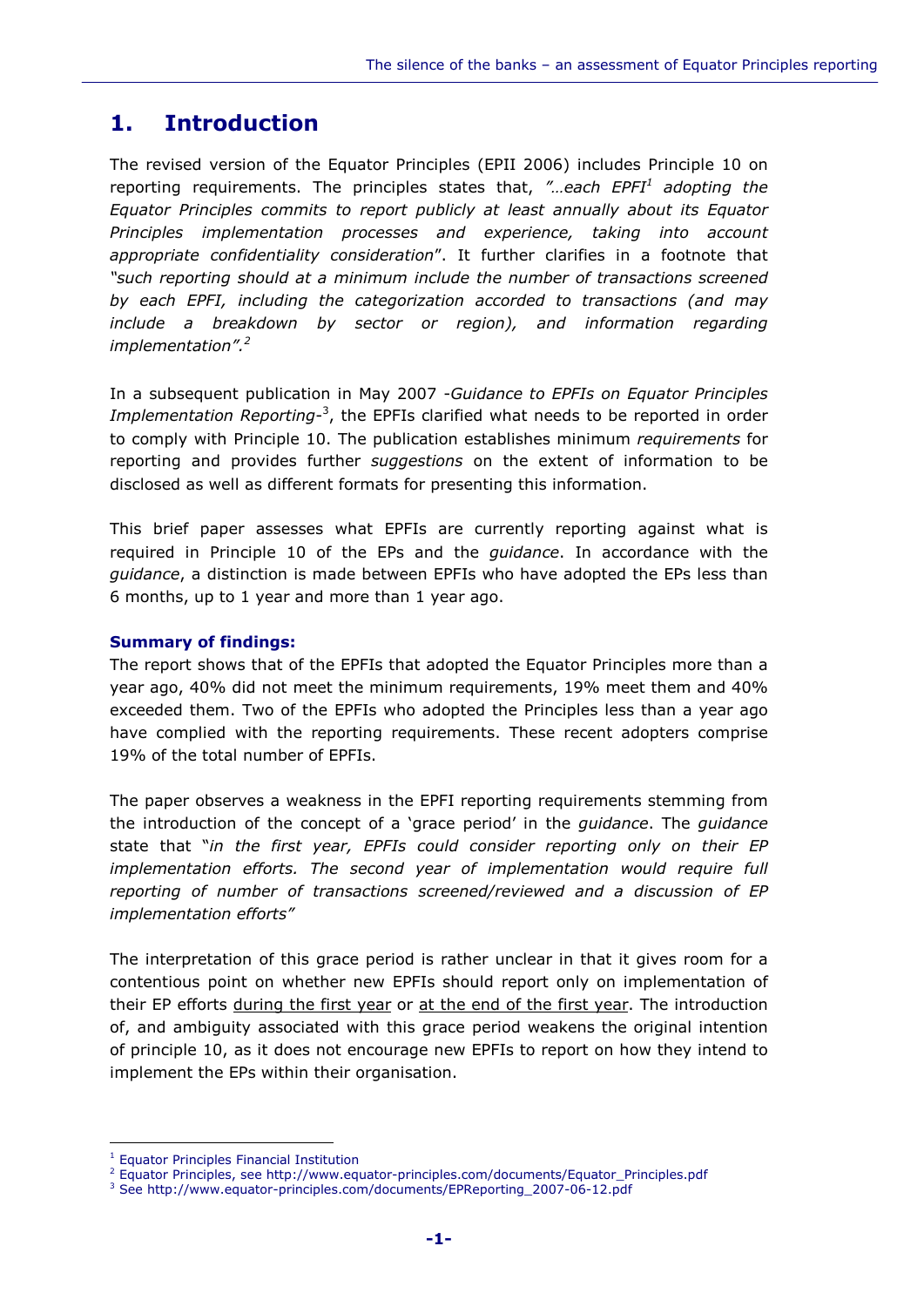# 1. Introduction

The revised version of the Equator Principles (EPII 2006) includes Principle 10 on reporting requirements. The principles states that, *"…each EPFI[1] adopting the Equator Principles commits to report publicly at least annually about its Equator Principles implementation processes and experience, taking into account appropriate confidentiality consideration*". It further clarifies in a footnote that *"such reporting should at a minimum include the number of transactions screened by each EPFI, including the categorization accorded to transactions (and may include a breakdown by sector or region), and information regarding implementation".[2]*

In a subsequent publication in May 2007 -*Guidance to EPFIs on Equator Principles Implementation Reporting*-[3], the EPFIs clarified what needs to be reported in order to comply with Principle 10. The publication establishes minimum *requirements* for reporting and provides further *suggestions* on the extent of information to be disclosed as well as different formats for presenting this information.

This brief paper assesses what EPFIs are currently reporting against what is required in Principle 10 of the EPs and the *guidance*. In accordance with the *guidance*, a distinction is made between EPFIs who have adopted the EPs less than 6 months, up to 1 year and more than 1 year ago.

**Summary of findings:**

The report shows that of the EPFIs that adopted the Equator Principles more than a year ago, 40% did not meet the minimum requirements, 19% meet them and 40% exceeded them. Two of the EPFIs who adopted the Principles less than a year ago have complied with the reporting requirements. These recent adopters comprise 19% of the total number of EPFIs.

The paper observes a weakness in the EPFI reporting requirements stemming from the introduction of the concept of a 'grace period' in the *guidance*. The *guidance* state that "*in the first year, EPFIs could consider reporting only on their EP implementation efforts. The second year of implementation would require full reporting of number of transactions screened/reviewed and a discussion of EP implementation efforts"*

The interpretation of this grace period is rather unclear in that it gives room for a contentious point on whether new EPFIs should report only on implementation of their EP efforts <u>during the first year</u> or <u>at the end of the first year</u>. The introduction of, and ambiguity associated with this grace period weakens the original intention of principle 10, as it does not encourage new EPFIs to report on how they intend to implement the EPs within their organisation.

---

[1] Equator Principles Financial Institution

[2] Equator Principles, see http://www.equator-principles.com/documents/Equator_Principles.pdf

[3] See http://www.equator-principles.com/documents/EPReporting_2007-06-12.pdf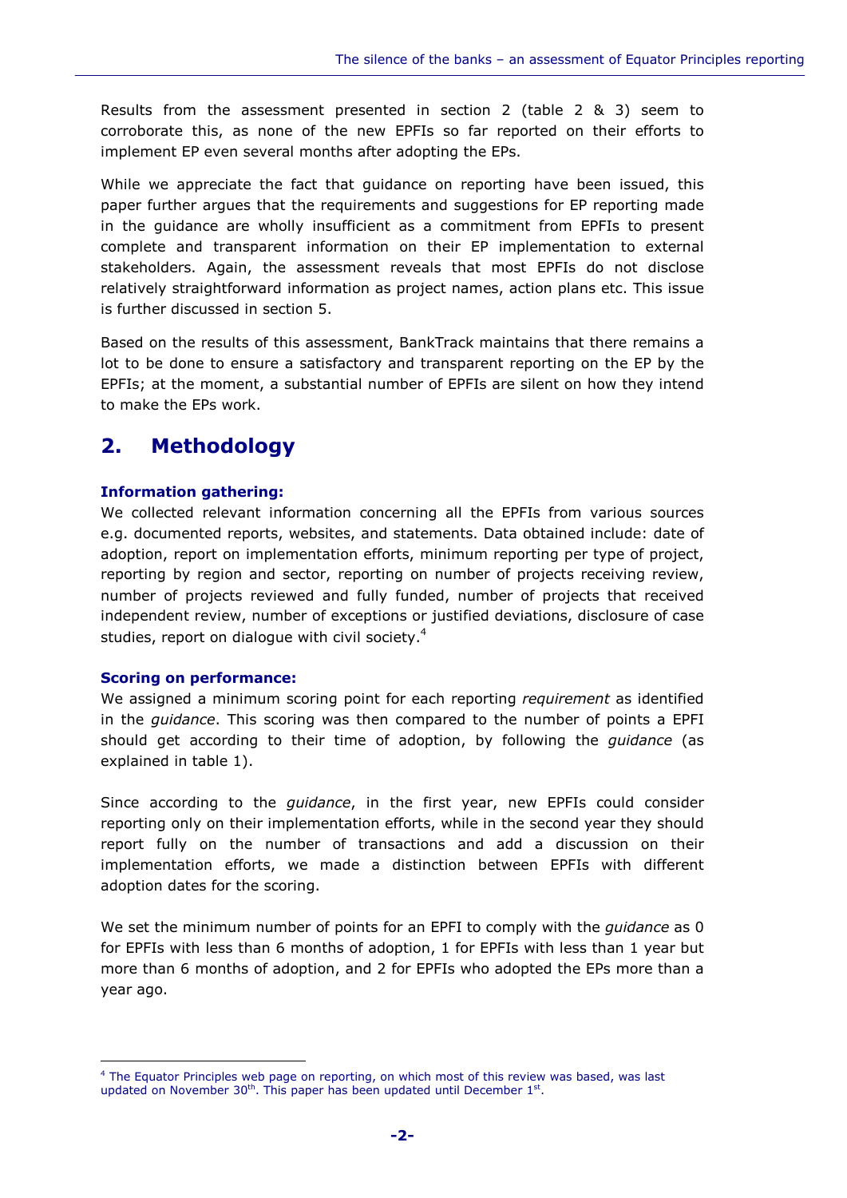Results from the assessment presented in section 2 (table 2 & 3) seem to corroborate this, as none of the new EPFIs so far reported on their efforts to implement EP even several months after adopting the EPs.

While we appreciate the fact that guidance on reporting have been issued, this paper further argues that the requirements and suggestions for EP reporting made in the guidance are wholly insufficient as a commitment from EPFIs to present complete and transparent information on their EP implementation to external stakeholders. Again, the assessment reveals that most EPFIs do not disclose relatively straightforward information as project names, action plans etc. This issue is further discussed in section 5.

Based on the results of this assessment, BankTrack maintains that there remains a lot to be done to ensure a satisfactory and transparent reporting on the EP by the EPFIs; at the moment, a substantial number of EPFIs are silent on how they intend to make the EPs work.

## 2. Methodology

**Information gathering:**
We collected relevant information concerning all the EPFIs from various sources e.g. documented reports, websites, and statements. Data obtained include: date of adoption, report on implementation efforts, minimum reporting per type of project, reporting by region and sector, reporting on number of projects receiving review, number of projects reviewed and fully funded, number of projects that received independent review, number of exceptions or justified deviations, disclosure of case studies, report on dialogue with civil society.[4]

**Scoring on performance:**
We assigned a minimum scoring point for each reporting *requirement* as identified in the *guidance*. This scoring was then compared to the number of points a EPFI should get according to their time of adoption, by following the *guidance* (as explained in table 1).

Since according to the *guidance*, in the first year, new EPFIs could consider reporting only on their implementation efforts, while in the second year they should report fully on the number of transactions and add a discussion on their implementation efforts, we made a distinction between EPFIs with different adoption dates for the scoring.

We set the minimum number of points for an EPFI to comply with the *guidance* as 0 for EPFIs with less than 6 months of adoption, 1 for EPFIs with less than 1 year but more than 6 months of adoption, and 2 for EPFIs who adopted the EPs more than a year ago.

---

[4] The Equator Principles web page on reporting, on which most of this review was based, was last updated on November 30th. This paper has been updated until December 1st.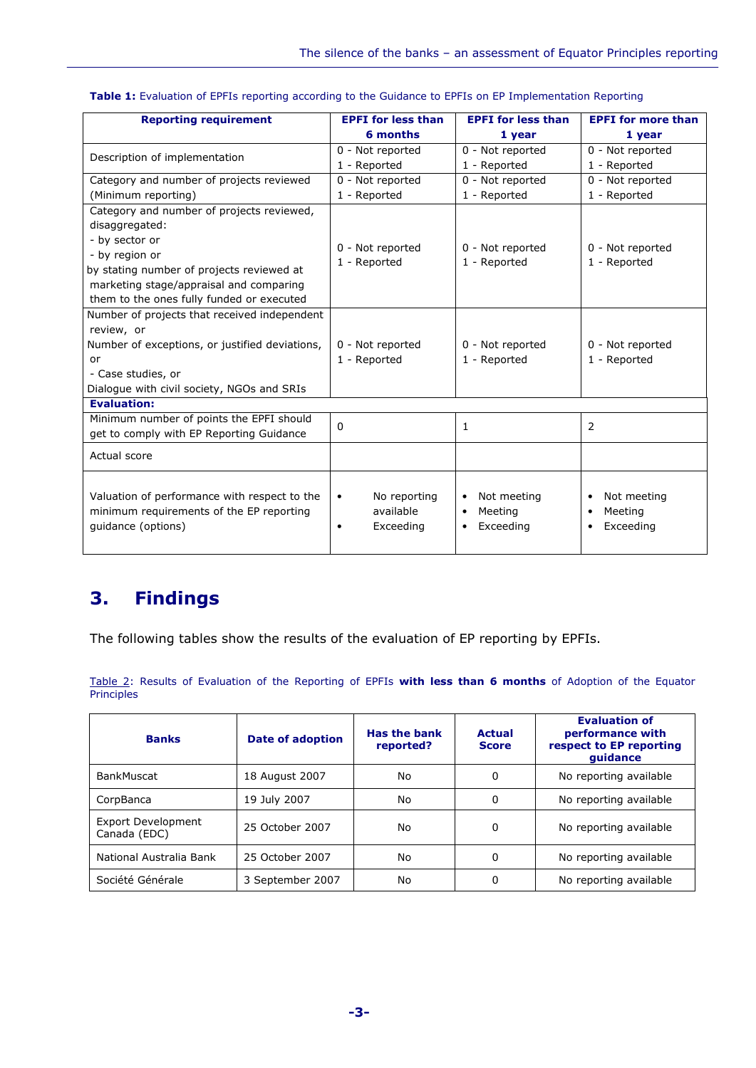**Table 1:** Evaluation of EPFIs reporting according to the Guidance to EPFIs on EP Implementation Reporting

| Reporting requirement | EPFI for less than 6 months | EPFI for less than 1 year | EPFI for more than 1 year |
|---|---|---|---|
| Description of implementation | 0 - Not reported<br>1 - Reported | 0 - Not reported<br>1 - Reported | 0 - Not reported<br>1 - Reported |
| Category and number of projects reviewed (Minimum reporting) | 0 - Not reported<br>1 - Reported | 0 - Not reported<br>1 - Reported | 0 - Not reported<br>1 - Reported |
| Category and number of projects reviewed, disaggregated:<br>- by sector or<br>- by region or<br>by stating number of projects reviewed at marketing stage/appraisal and comparing them to the ones fully funded or executed | 0 - Not reported<br>1 - Reported | 0 - Not reported<br>1 - Reported | 0 - Not reported<br>1 - Reported |
| Number of projects that received independent review, or<br>Number of exceptions, or justified deviations, or<br>- Case studies, or<br>Dialogue with civil society, NGOs and SRIs | 0 - Not reported<br>1 - Reported | 0 - Not reported<br>1 - Reported | 0 - Not reported<br>1 - Reported |
| **Evaluation:** | | | |
| Minimum number of points the EPFI should get to comply with EP Reporting Guidance | 0 | 1 | 2 |
| Actual score | | | |
| Valuation of performance with respect to the minimum requirements of the EP reporting guidance (options) | • No reporting available<br>• Exceeding | • Not meeting<br>• Meeting<br>• Exceeding | • Not meeting<br>• Meeting<br>• Exceeding |

# 3. Findings

The following tables show the results of the evaluation of EP reporting by EPFIs.

Table 2: Results of Evaluation of the Reporting of EPFIs **with less than 6 months** of Adoption of the Equator Principles

| Banks | Date of adoption | Has the bank reported? | Actual Score | Evaluation of performance with respect to EP reporting guidance |
|---|---|---|---|---|
| BankMuscat | 18 August 2007 | No | 0 | No reporting available |
| CorpBanca | 19 July 2007 | No | 0 | No reporting available |
| Export Development Canada (EDC) | 25 October 2007 | No | 0 | No reporting available |
| National Australia Bank | 25 October 2007 | No | 0 | No reporting available |
| Société Générale | 3 September 2007 | No | 0 | No reporting available |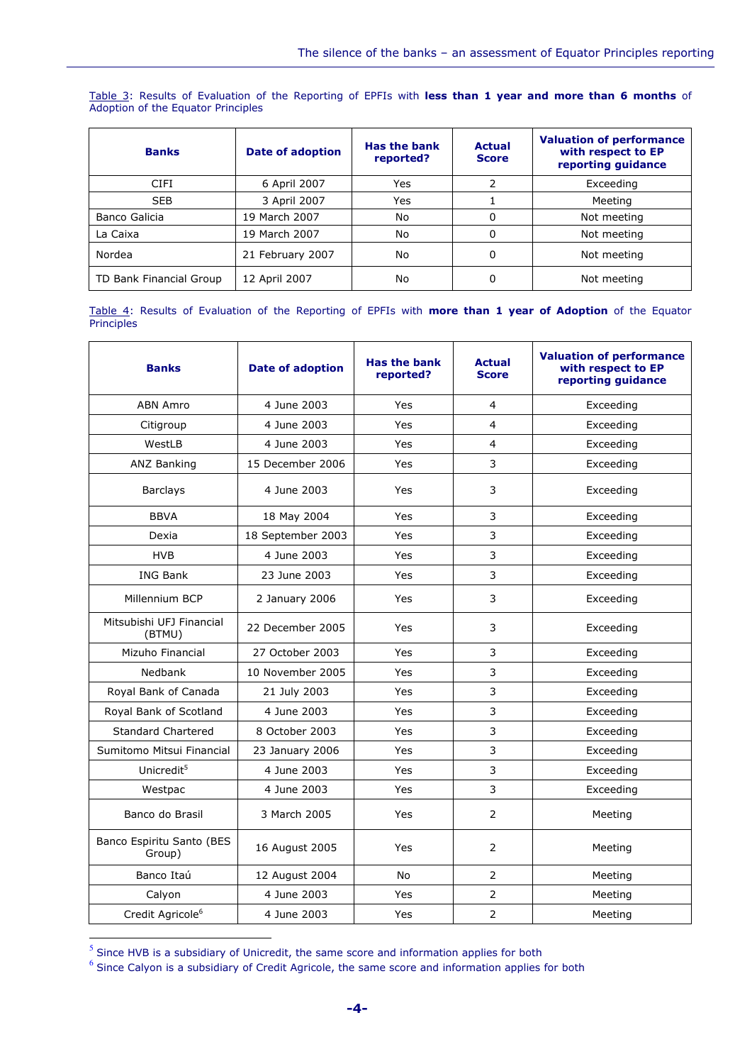Table 3: Results of Evaluation of the Reporting of EPFIs with **less than 1 year and more than 6 months** of Adoption of the Equator Principles

| Banks | Date of adoption | Has the bank reported? | Actual Score | Valuation of performance with respect to EP reporting guidance |
|---|---|---|---|---|
| CIFI | 6 April 2007 | Yes | 2 | Exceeding |
| SEB | 3 April 2007 | Yes | 1 | Meeting |
| Banco Galicia | 19 March 2007 | No | 0 | Not meeting |
| La Caixa | 19 March 2007 | No | 0 | Not meeting |
| Nordea | 21 February 2007 | No | 0 | Not meeting |
| TD Bank Financial Group | 12 April 2007 | No | 0 | Not meeting |

Table 4: Results of Evaluation of the Reporting of EPFIs with **more than 1 year of Adoption** of the Equator Principles

| Banks | Date of adoption | Has the bank reported? | Actual Score | Valuation of performance with respect to EP reporting guidance |
|---|---|---|---|---|
| ABN Amro | 4 June 2003 | Yes | 4 | Exceeding |
| Citigroup | 4 June 2003 | Yes | 4 | Exceeding |
| WestLB | 4 June 2003 | Yes | 4 | Exceeding |
| ANZ Banking | 15 December 2006 | Yes | 3 | Exceeding |
| Barclays | 4 June 2003 | Yes | 3 | Exceeding |
| BBVA | 18 May 2004 | Yes | 3 | Exceeding |
| Dexia | 18 September 2003 | Yes | 3 | Exceeding |
| HVB | 4 June 2003 | Yes | 3 | Exceeding |
| ING Bank | 23 June 2003 | Yes | 3 | Exceeding |
| Millennium BCP | 2 January 2006 | Yes | 3 | Exceeding |
| Mitsubishi UFJ Financial (BTMU) | 22 December 2005 | Yes | 3 | Exceeding |
| Mizuho Financial | 27 October 2003 | Yes | 3 | Exceeding |
| Nedbank | 10 November 2005 | Yes | 3 | Exceeding |
| Royal Bank of Canada | 21 July 2003 | Yes | 3 | Exceeding |
| Royal Bank of Scotland | 4 June 2003 | Yes | 3 | Exceeding |
| Standard Chartered | 8 October 2003 | Yes | 3 | Exceeding |
| Sumitomo Mitsui Financial | 23 January 2006 | Yes | 3 | Exceeding |
| Unicredit[5] | 4 June 2003 | Yes | 3 | Exceeding |
| Westpac | 4 June 2003 | Yes | 3 | Exceeding |
| Banco do Brasil | 3 March 2005 | Yes | 2 | Meeting |
| Banco Espiritu Santo (BES Group) | 16 August 2005 | Yes | 2 | Meeting |
| Banco Itaú | 12 August 2004 | No | 2 | Meeting |
| Calyon | 4 June 2003 | Yes | 2 | Meeting |
| Credit Agricole[6] | 4 June 2003 | Yes | 2 | Meeting |

[5] Since HVB is a subsidiary of Unicredit, the same score and information applies for both

[6] Since Calyon is a subsidiary of Credit Agricole, the same score and information applies for both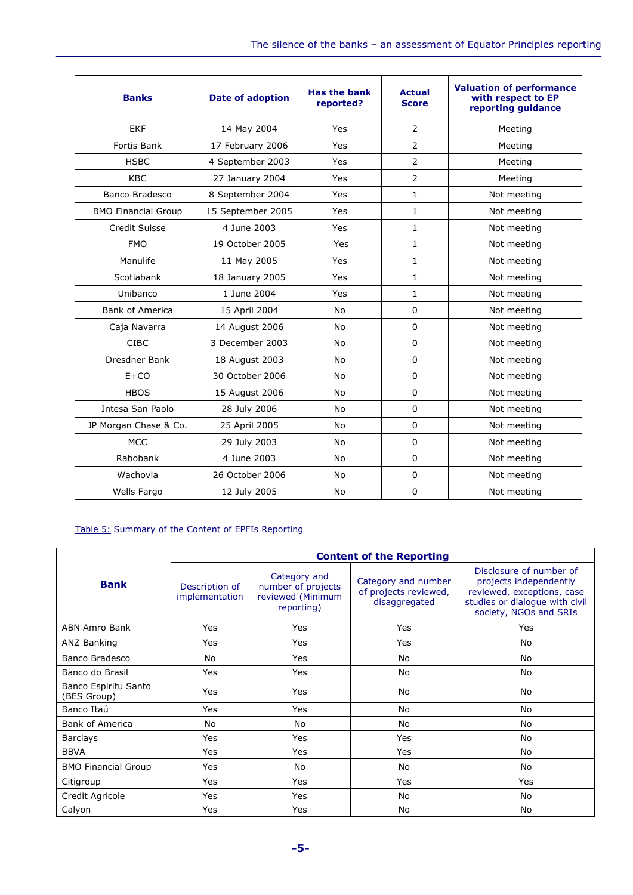| Banks | Date of adoption | Has the bank reported? | Actual Score | Valuation of performance with respect to EP reporting guidance |
|---|---|---|---|---|
| EKF | 14 May 2004 | Yes | 2 | Meeting |
| Fortis Bank | 17 February 2006 | Yes | 2 | Meeting |
| HSBC | 4 September 2003 | Yes | 2 | Meeting |
| KBC | 27 January 2004 | Yes | 2 | Meeting |
| Banco Bradesco | 8 September 2004 | Yes | 1 | Not meeting |
| BMO Financial Group | 15 September 2005 | Yes | 1 | Not meeting |
| Credit Suisse | 4 June 2003 | Yes | 1 | Not meeting |
| FMO | 19 October 2005 | Yes | 1 | Not meeting |
| Manulife | 11 May 2005 | Yes | 1 | Not meeting |
| Scotiabank | 18 January 2005 | Yes | 1 | Not meeting |
| Unibanco | 1 June 2004 | Yes | 1 | Not meeting |
| Bank of America | 15 April 2004 | No | 0 | Not meeting |
| Caja Navarra | 14 August 2006 | No | 0 | Not meeting |
| CIBC | 3 December 2003 | No | 0 | Not meeting |
| Dresdner Bank | 18 August 2003 | No | 0 | Not meeting |
| E+CO | 30 October 2006 | No | 0 | Not meeting |
| HBOS | 15 August 2006 | No | 0 | Not meeting |
| Intesa San Paolo | 28 July 2006 | No | 0 | Not meeting |
| JP Morgan Chase & Co. | 25 April 2005 | No | 0 | Not meeting |
| MCC | 29 July 2003 | No | 0 | Not meeting |
| Rabobank | 4 June 2003 | No | 0 | Not meeting |
| Wachovia | 26 October 2006 | No | 0 | Not meeting |
| Wells Fargo | 12 July 2005 | No | 0 | Not meeting |

Table 5: Summary of the Content of EPFIs Reporting

| Bank | Content of the Reporting | | | |
|---|---|---|---|---|
| | Description of implementation | Category and number of projects reviewed (Minimum reporting) | Category and number of projects reviewed, disaggregated | Disclosure of number of projects independently reviewed, exceptions, case studies or dialogue with civil society, NGOs and SRIs |
| ABN Amro Bank | Yes | Yes | Yes | Yes |
| ANZ Banking | Yes | Yes | Yes | No |
| Banco Bradesco | No | Yes | No | No |
| Banco do Brasil | Yes | Yes | No | No |
| Banco Espiritu Santo (BES Group) | Yes | Yes | No | No |
| Banco Itaú | Yes | Yes | No | No |
| Bank of America | No | No | No | No |
| Barclays | Yes | Yes | Yes | No |
| BBVA | Yes | Yes | Yes | No |
| BMO Financial Group | Yes | No | No | No |
| Citigroup | Yes | Yes | Yes | Yes |
| Credit Agricole | Yes | Yes | No | No |
| Calyon | Yes | Yes | No | No |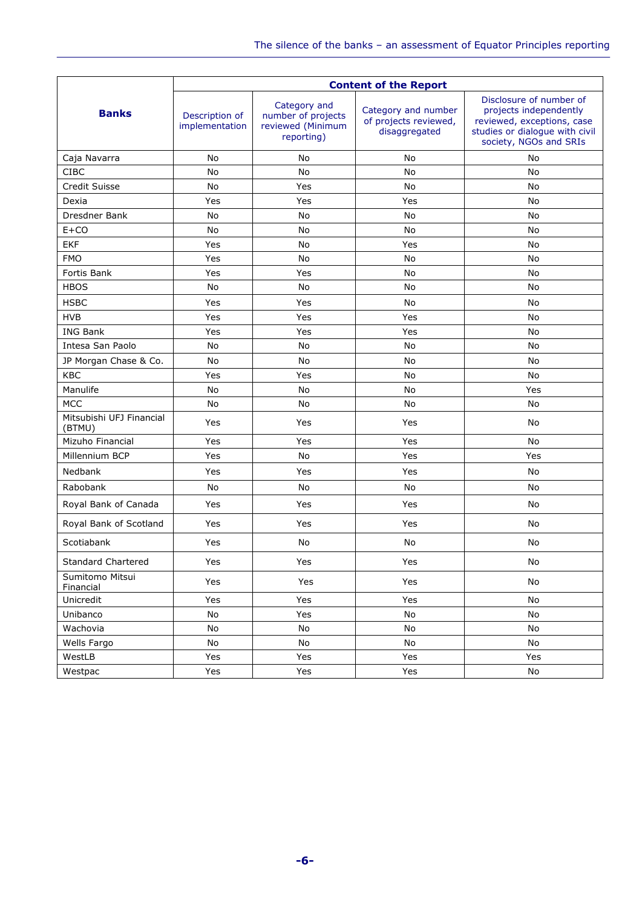| Banks | Content of the Report | | | |
|---|---|---|---|---|
| | Description of implementation | Category and number of projects reviewed (Minimum reporting) | Category and number of projects reviewed, disaggregated | Disclosure of number of projects independently reviewed, exceptions, case studies or dialogue with civil society, NGOs and SRIs |
| Caja Navarra | No | No | No | No |
| CIBC | No | No | No | No |
| Credit Suisse | No | Yes | No | No |
| Dexia | Yes | Yes | Yes | No |
| Dresdner Bank | No | No | No | No |
| E+CO | No | No | No | No |
| EKF | Yes | No | Yes | No |
| FMO | Yes | No | No | No |
| Fortis Bank | Yes | Yes | No | No |
| HBOS | No | No | No | No |
| HSBC | Yes | Yes | No | No |
| HVB | Yes | Yes | Yes | No |
| ING Bank | Yes | Yes | Yes | No |
| Intesa San Paolo | No | No | No | No |
| JP Morgan Chase & Co. | No | No | No | No |
| KBC | Yes | Yes | No | No |
| Manulife | No | No | No | Yes |
| MCC | No | No | No | No |
| Mitsubishi UFJ Financial (BTMU) | Yes | Yes | Yes | No |
| Mizuho Financial | Yes | Yes | Yes | No |
| Millennium BCP | Yes | No | Yes | Yes |
| Nedbank | Yes | Yes | Yes | No |
| Rabobank | No | No | No | No |
| Royal Bank of Canada | Yes | Yes | Yes | No |
| Royal Bank of Scotland | Yes | Yes | Yes | No |
| Scotiabank | Yes | No | No | No |
| Standard Chartered | Yes | Yes | Yes | No |
| Sumitomo Mitsui Financial | Yes | Yes | Yes | No |
| Unicredit | Yes | Yes | Yes | No |
| Unibanco | No | Yes | No | No |
| Wachovia | No | No | No | No |
| Wells Fargo | No | No | No | No |
| WestLB | Yes | Yes | Yes | Yes |
| Westpac | Yes | Yes | Yes | No |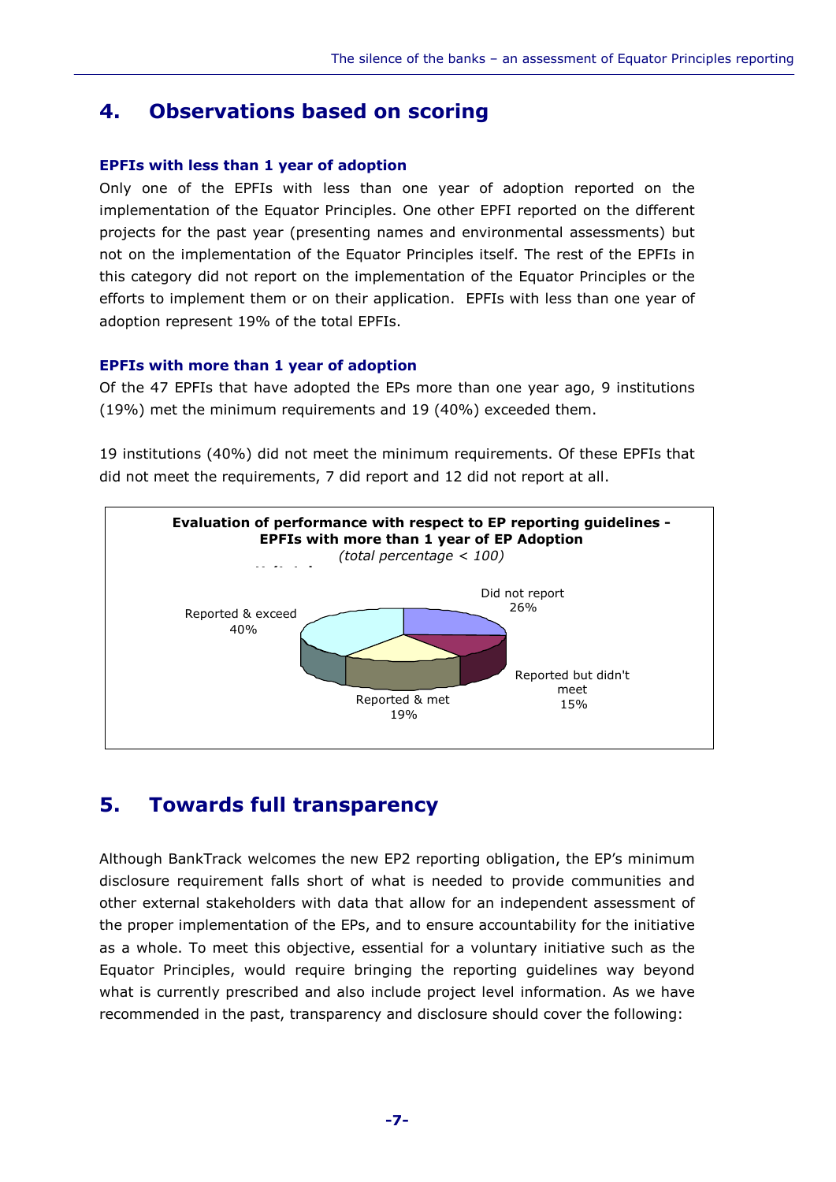## 4. Observations based on scoring

### EPFIs with less than 1 year of adoption

Only one of the EPFIs with less than one year of adoption reported on the implementation of the Equator Principles. One other EPFI reported on the different projects for the past year (presenting names and environmental assessments) but not on the implementation of the Equator Principles itself. The rest of the EPFIs in this category did not report on the implementation of the Equator Principles or the efforts to implement them or on their application. EPFIs with less than one year of adoption represent 19% of the total EPFIs.

### EPFIs with more than 1 year of adoption

Of the 47 EPFIs that have adopted the EPs more than one year ago, 9 institutions (19%) met the minimum requirements and 19 (40%) exceeded them.

19 institutions (40%) did not meet the minimum requirements. Of these EPFIs that did not meet the requirements, 7 did report and 12 did not report at all.

**Evaluation of performance with respect to EP reporting guidelines - EPFIs with more than 1 year of EP Adoption**
*(total percentage < 100)*

| Category | Percentage |
| --- | --- |
| Did not report | 26% |
| Reported but didn't meet | 15% |
| Reported & met | 19% |
| Reported & exceed | 40% |

## 5. Towards full transparency

Although BankTrack welcomes the new EP2 reporting obligation, the EP's minimum disclosure requirement falls short of what is needed to provide communities and other external stakeholders with data that allow for an independent assessment of the proper implementation of the EPs, and to ensure accountability for the initiative as a whole. To meet this objective, essential for a voluntary initiative such as the Equator Principles, would require bringing the reporting guidelines way beyond what is currently prescribed and also include project level information. As we have recommended in the past, transparency and disclosure should cover the following: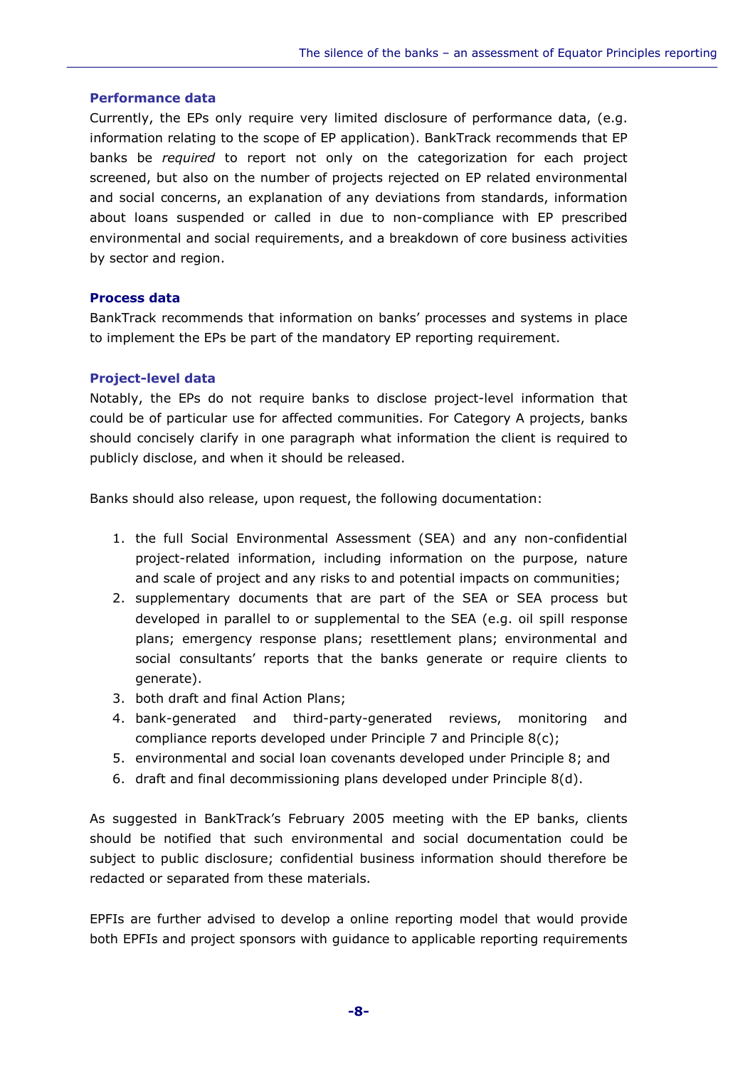### Performance data

Currently, the EPs only require very limited disclosure of performance data, (e.g. information relating to the scope of EP application). BankTrack recommends that EP banks be *required* to report not only on the categorization for each project screened, but also on the number of projects rejected on EP related environmental and social concerns, an explanation of any deviations from standards, information about loans suspended or called in due to non-compliance with EP prescribed environmental and social requirements, and a breakdown of core business activities by sector and region.

### Process data

BankTrack recommends that information on banks' processes and systems in place to implement the EPs be part of the mandatory EP reporting requirement.

### Project-level data

Notably, the EPs do not require banks to disclose project-level information that could be of particular use for affected communities. For Category A projects, banks should concisely clarify in one paragraph what information the client is required to publicly disclose, and when it should be released.

Banks should also release, upon request, the following documentation:

1. the full Social Environmental Assessment (SEA) and any non-confidential project-related information, including information on the purpose, nature and scale of project and any risks to and potential impacts on communities;
2. supplementary documents that are part of the SEA or SEA process but developed in parallel to or supplemental to the SEA (e.g. oil spill response plans; emergency response plans; resettlement plans; environmental and social consultants' reports that the banks generate or require clients to generate).
3. both draft and final Action Plans;
4. bank-generated and third-party-generated reviews, monitoring and compliance reports developed under Principle 7 and Principle 8(c);
5. environmental and social loan covenants developed under Principle 8; and
6. draft and final decommissioning plans developed under Principle 8(d).

As suggested in BankTrack's February 2005 meeting with the EP banks, clients should be notified that such environmental and social documentation could be subject to public disclosure; confidential business information should therefore be redacted or separated from these materials.

EPFIs are further advised to develop a online reporting model that would provide both EPFIs and project sponsors with guidance to applicable reporting requirements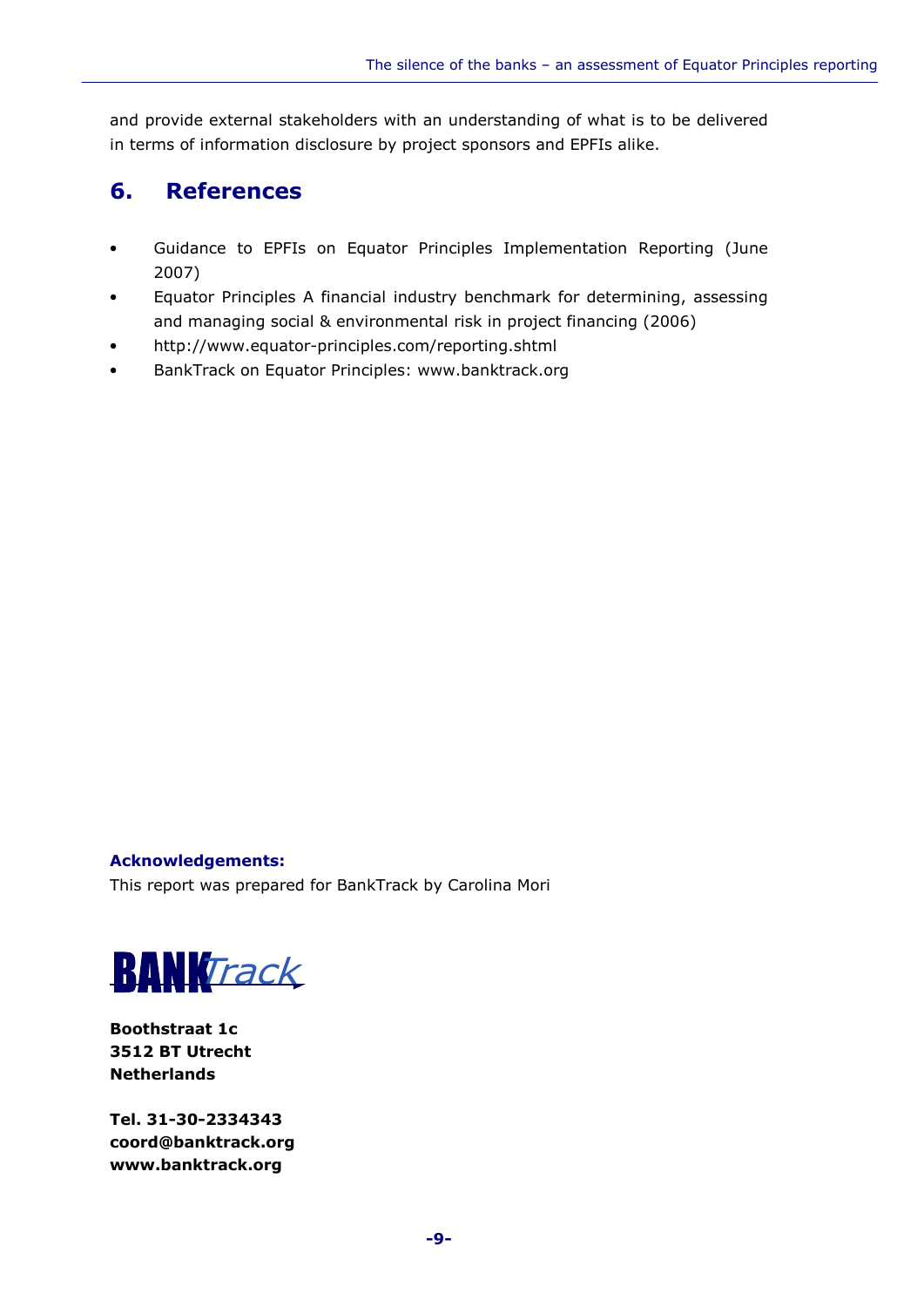and provide external stakeholders with an understanding of what is to be delivered in terms of information disclosure by project sponsors and EPFIs alike.

## 6. References

- Guidance to EPFIs on Equator Principles Implementation Reporting (June 2007)
- Equator Principles A financial industry benchmark for determining, assessing and managing social & environmental risk in project financing (2006)
- http://www.equator-principles.com/reporting.shtml
- BankTrack on Equator Principles: www.banktrack.org

**Acknowledgements:**

This report was prepared for BankTrack by Carolina Mori

BANKTrack

**Boothstraat 1c**
**3512 BT Utrecht**
**Netherlands**

**Tel. 31-30-2334343**
**coord@banktrack.org**
**www.banktrack.org**